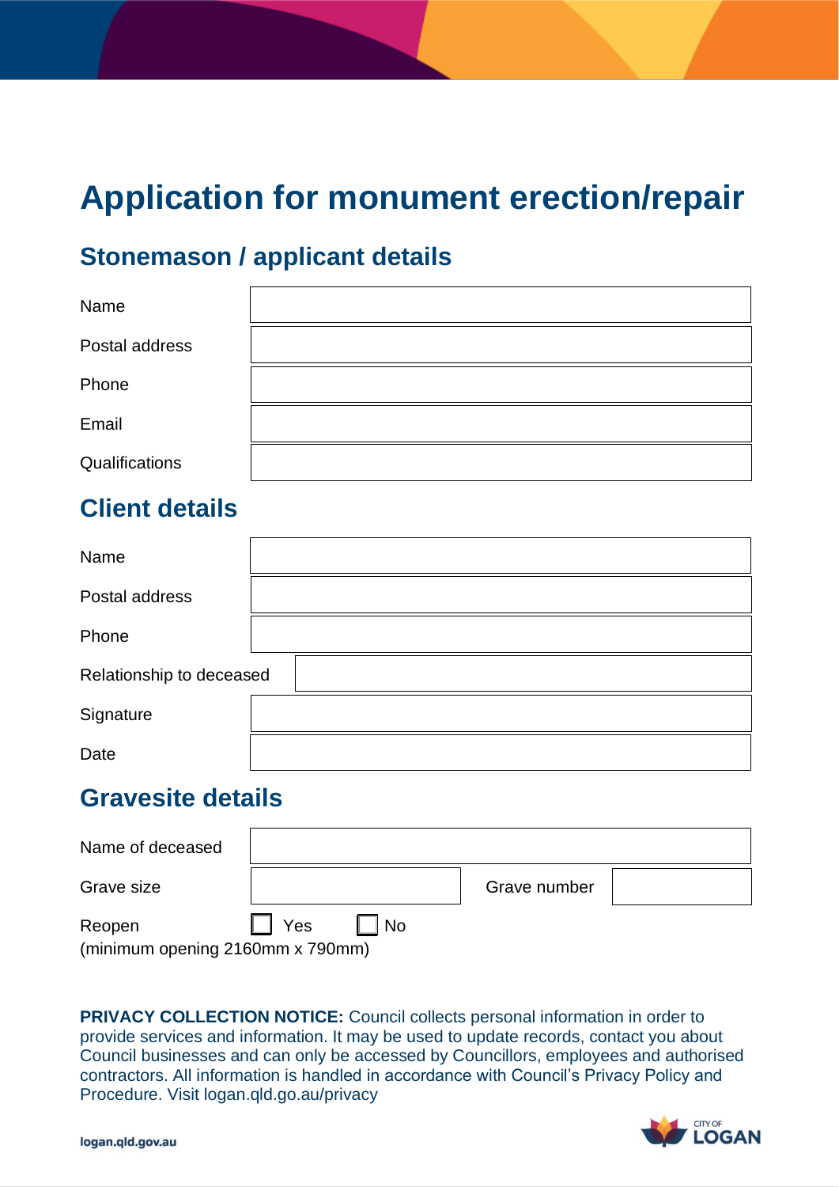# Application for monument erection/repair

## Stonemason / applicant details

| | |
|---|---|
| Name | |
| Postal address | |
| Phone | |
| Email | |
| Qualifications | |

## Client details

| | |
|---|---|
| Name | |
| Postal address | |
| Phone | |
| Relationship to deceased | |
| Signature | |
| Date | |

## Gravesite details

| | | | |
|---|---|---|---|
| Name of deceased | | | |
| Grave size | | Grave number | |

Reopen ☐ Yes ☐ No
(minimum opening 2160mm x 790mm)

**PRIVACY COLLECTION NOTICE:** Council collects personal information in order to provide services and information. It may be used to update records, contact you about Council businesses and can only be accessed by Councillors, employees and authorised contractors. All information is handled in accordance with Council's Privacy Policy and Procedure. Visit logan.qld.gov.au/privacy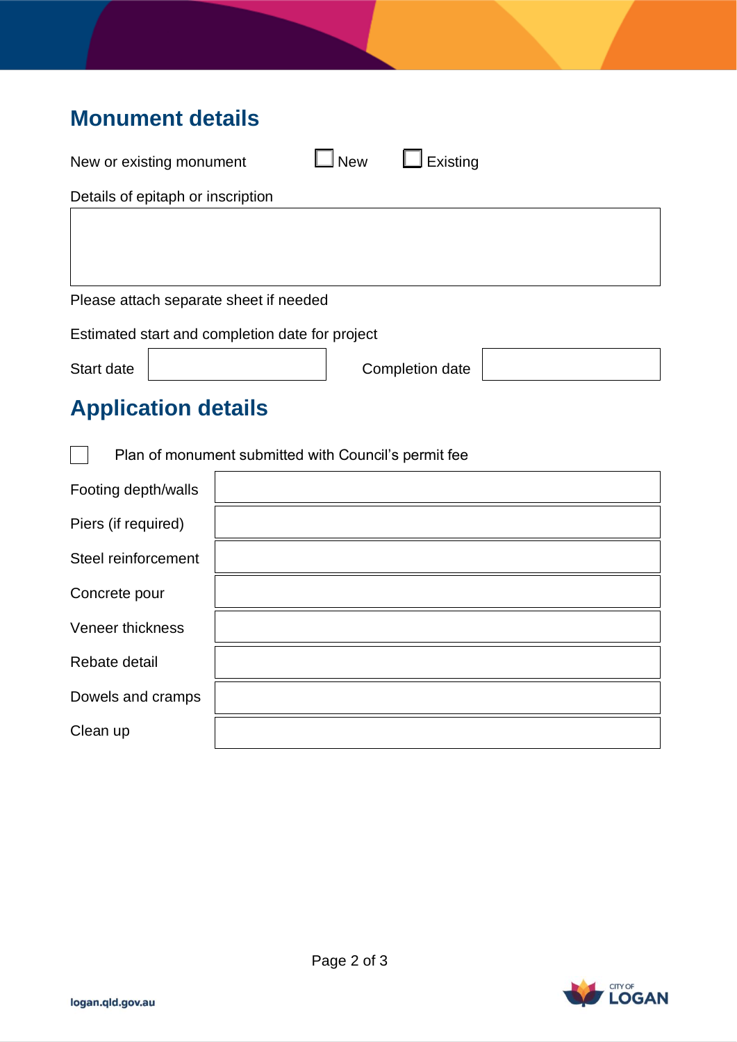## Monument details

New or existing monument ☐ New ☐ Existing

Details of epitaph or inscription

| |
|---|
| |

Please attach separate sheet if needed

Estimated start and completion date for project

| Start date | | Completion date | |
|---|---|---|---|

## Application details

☐ Plan of monument submitted with Council's permit fee

| | |
|---|---|
| Footing depth/walls | |
| Piers (if required) | |
| Steel reinforcement | |
| Concrete pour | |
| Veneer thickness | |
| Rebate detail | |
| Dowels and cramps | |
| Clean up | |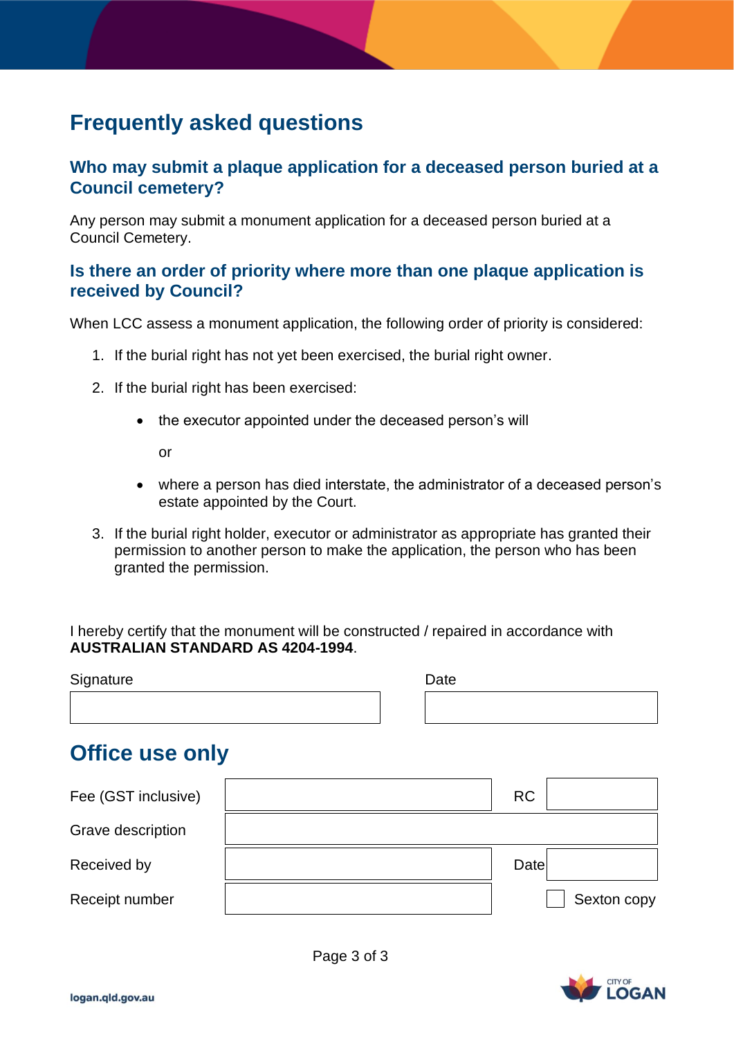# Frequently asked questions

## Who may submit a plaque application for a deceased person buried at a Council cemetery?

Any person may submit a monument application for a deceased person buried at a Council Cemetery.

## Is there an order of priority where more than one plaque application is received by Council?

When LCC assess a monument application, the following order of priority is considered:

1. If the burial right has not yet been exercised, the burial right owner.
2. If the burial right has been exercised:
   - the executor appointed under the deceased person's will

     or

   - where a person has died interstate, the administrator of a deceased person's estate appointed by the Court.
3. If the burial right holder, executor or administrator as appropriate has granted their permission to another person to make the application, the person who has been granted the permission.

I hereby certify that the monument will be constructed / repaired in accordance with **AUSTRALIAN STANDARD AS 4204-1994**.

| Signature | Date |
|---|---|
| | |

# Office use only

| | | | |
|---|---|---|---|
| Fee (GST inclusive) | | RC | |
| Grave description | | | |
| Received by | | Date | |
| Receipt number | | ☐ Sexton copy | |

logan.qld.gov.au